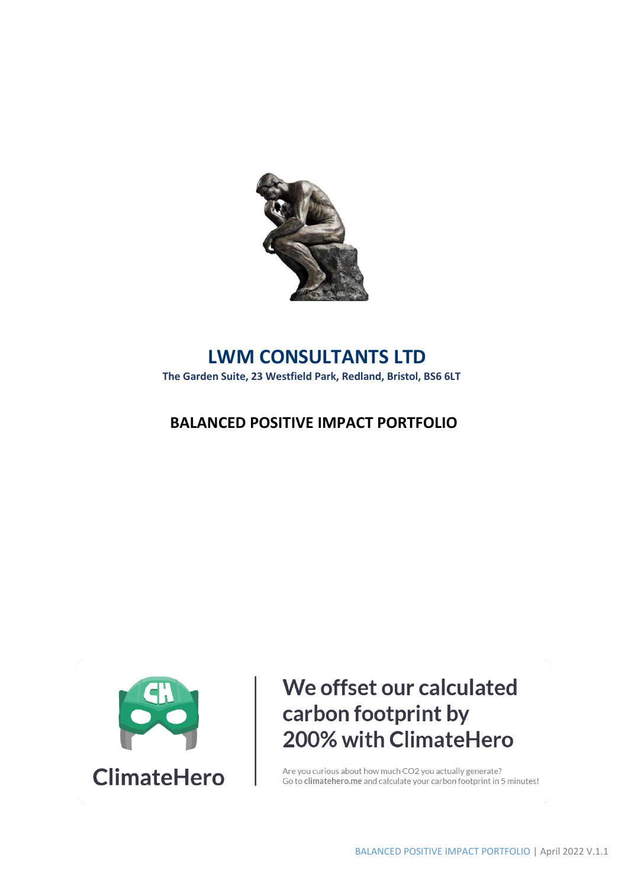# LWM CONSULTANTS LTD

**The Garden Suite, 23 Westfield Park, Redland, Bristol, BS6 6LT**

## BALANCED POSITIVE IMPACT PORTFOLIO

ClimateHero

**We offset our calculated carbon footprint by 200% with ClimateHero**

Are you curious about how much CO2 you actually generate?
Go to **climatehero.me** and calculate your carbon footprint in 5 minutes!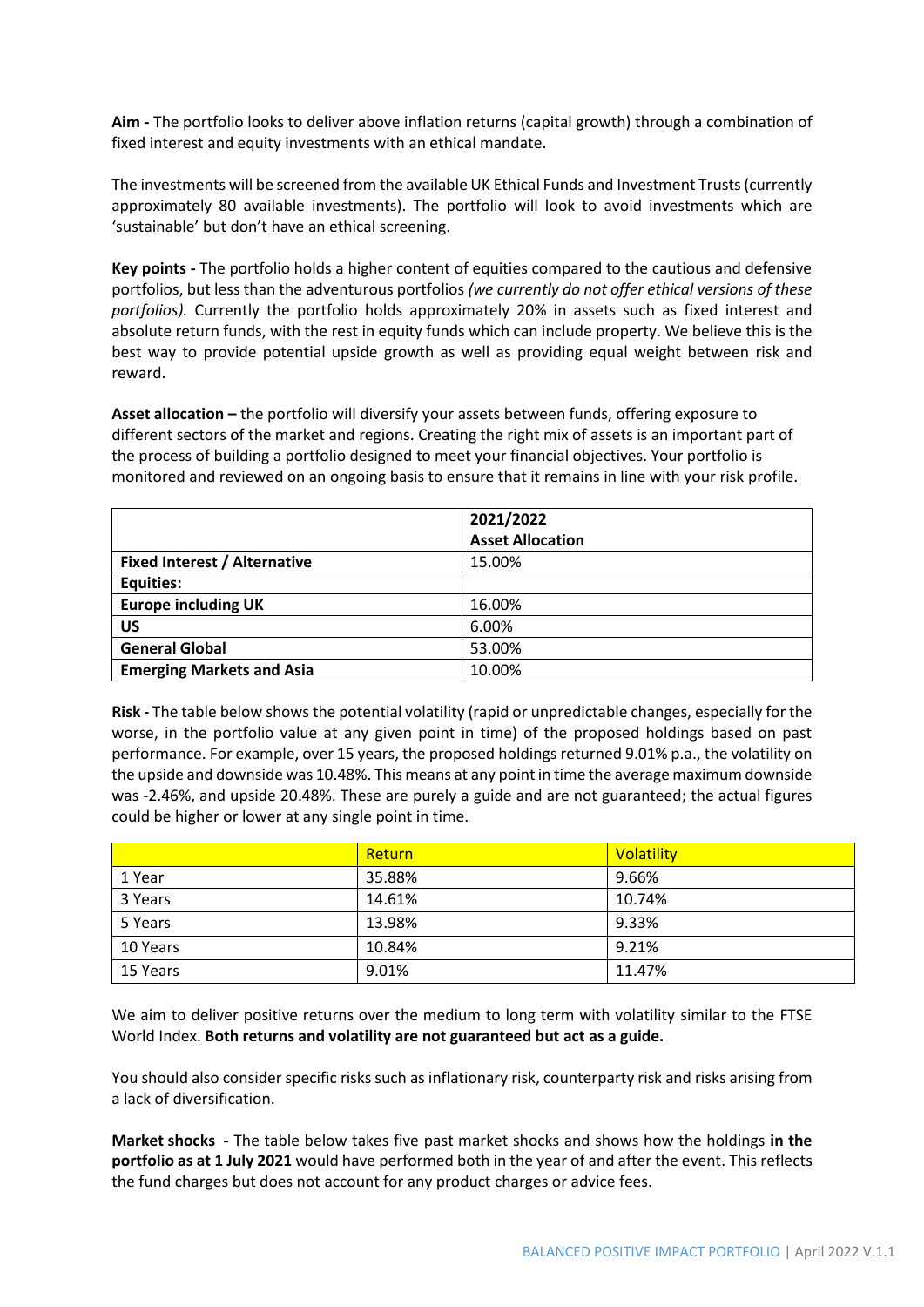**Aim -** The portfolio looks to deliver above inflation returns (capital growth) through a combination of fixed interest and equity investments with an ethical mandate.

The investments will be screened from the available UK Ethical Funds and Investment Trusts (currently approximately 80 available investments). The portfolio will look to avoid investments which are 'sustainable' but don't have an ethical screening.

**Key points -** The portfolio holds a higher content of equities compared to the cautious and defensive portfolios, but less than the adventurous portfolios *(we currently do not offer ethical versions of these portfolios).* Currently the portfolio holds approximately 20% in assets such as fixed interest and absolute return funds, with the rest in equity funds which can include property. We believe this is the best way to provide potential upside growth as well as providing equal weight between risk and reward.

**Asset allocation –** the portfolio will diversify your assets between funds, offering exposure to different sectors of the market and regions. Creating the right mix of assets is an important part of the process of building a portfolio designed to meet your financial objectives. Your portfolio is monitored and reviewed on an ongoing basis to ensure that it remains in line with your risk profile.

| | **2021/2022 Asset Allocation** |
|---|---|
| **Fixed Interest / Alternative** | 15.00% |
| **Equities:** | |
| **Europe including UK** | 16.00% |
| **US** | 6.00% |
| **General Global** | 53.00% |
| **Emerging Markets and Asia** | 10.00% |

**Risk -** The table below shows the potential volatility (rapid or unpredictable changes, especially for the worse, in the portfolio value at any given point in time) of the proposed holdings based on past performance. For example, over 15 years, the proposed holdings returned 9.01% p.a., the volatility on the upside and downside was 10.48%. This means at any point in time the average maximum downside was -2.46%, and upside 20.48%. These are purely a guide and are not guaranteed; the actual figures could be higher or lower at any single point in time.

| | Return | Volatility |
|---|---|---|
| 1 Year | 35.88% | 9.66% |
| 3 Years | 14.61% | 10.74% |
| 5 Years | 13.98% | 9.33% |
| 10 Years | 10.84% | 9.21% |
| 15 Years | 9.01% | 11.47% |

We aim to deliver positive returns over the medium to long term with volatility similar to the FTSE World Index. **Both returns and volatility are not guaranteed but act as a guide.**

You should also consider specific risks such as inflationary risk, counterparty risk and risks arising from a lack of diversification.

**Market shocks -** The table below takes five past market shocks and shows how the holdings **in the portfolio as at 1 July 2021** would have performed both in the year of and after the event. This reflects the fund charges but does not account for any product charges or advice fees.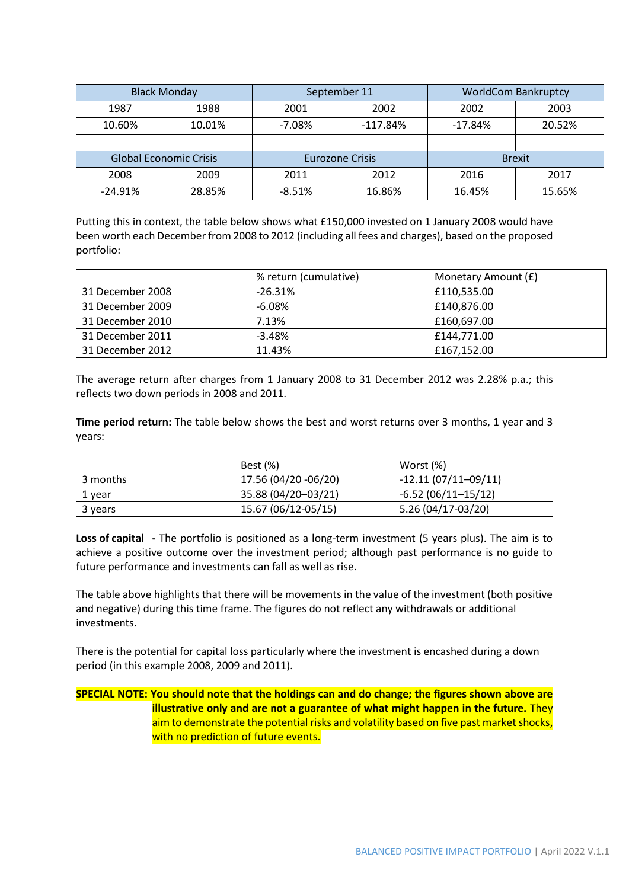| Black Monday | | September 11 | | WorldCom Bankruptcy | |
|---|---|---|---|---|---|
| 1987 | 1988 | 2001 | 2002 | 2002 | 2003 |
| 10.60% | 10.01% | -7.08% | -117.84% | -17.84% | 20.52% |
| | | | | | |
| **Global Economic Crisis** | | **Eurozone Crisis** | | **Brexit** | |
| 2008 | 2009 | 2011 | 2012 | 2016 | 2017 |
| -24.91% | 28.85% | -8.51% | 16.86% | 16.45% | 15.65% |

Putting this in context, the table below shows what £150,000 invested on 1 January 2008 would have been worth each December from 2008 to 2012 (including all fees and charges), based on the proposed portfolio:

| | % return (cumulative) | Monetary Amount (£) |
|---|---|---|
| 31 December 2008 | -26.31% | £110,535.00 |
| 31 December 2009 | -6.08% | £140,876.00 |
| 31 December 2010 | 7.13% | £160,697.00 |
| 31 December 2011 | -3.48% | £144,771.00 |
| 31 December 2012 | 11.43% | £167,152.00 |

The average return after charges from 1 January 2008 to 31 December 2012 was 2.28% p.a.; this reflects two down periods in 2008 and 2011.

**Time period return:** The table below shows the best and worst returns over 3 months, 1 year and 3 years:

| | Best (%) | Worst (%) |
|---|---|---|
| 3 months | 17.56 (04/20 -06/20) | -12.11 (07/11–09/11) |
| 1 year | 35.88 (04/20–03/21) | -6.52 (06/11–15/12) |
| 3 years | 15.67 (06/12-05/15) | 5.26 (04/17-03/20) |

**Loss of capital** - The portfolio is positioned as a long-term investment (5 years plus). The aim is to achieve a positive outcome over the investment period; although past performance is no guide to future performance and investments can fall as well as rise.

The table above highlights that there will be movements in the value of the investment (both positive and negative) during this time frame. The figures do not reflect any withdrawals or additional investments.

There is the potential for capital loss particularly where the investment is encashed during a down period (in this example 2008, 2009 and 2011).

**SPECIAL NOTE: You should note that the holdings can and do change; the figures shown above are illustrative only and are not a guarantee of what might happen in the future.** They aim to demonstrate the potential risks and volatility based on five past market shocks, with no prediction of future events.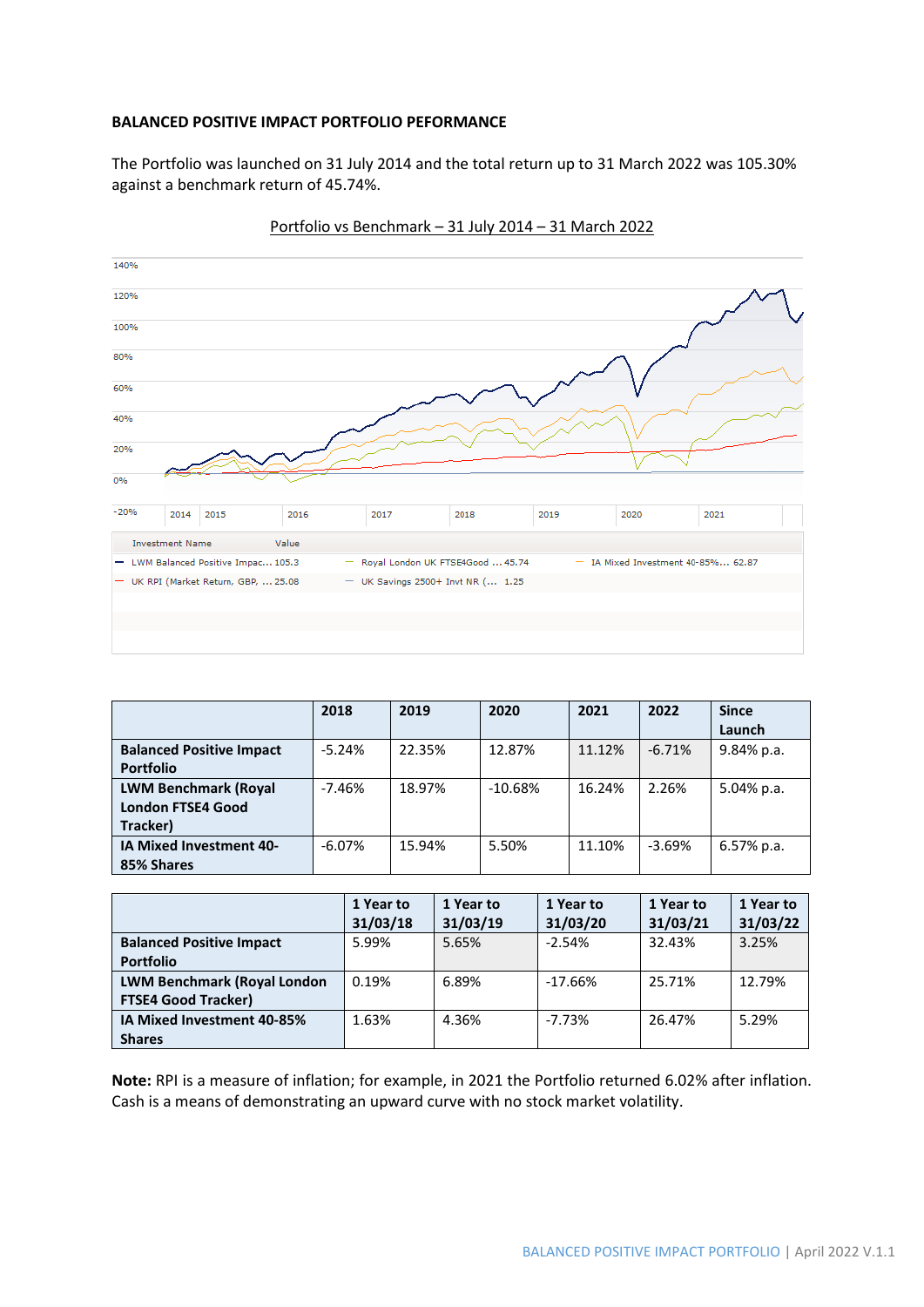**BALANCED POSITIVE IMPACT PORTFOLIO PEFORMANCE**

The Portfolio was launched on 31 July 2014 and the total return up to 31 March 2022 was 105.30% against a benchmark return of 45.74%.

Portfolio vs Benchmark – 31 July 2014 – 31 March 2022

| Investment Name | Value |
| --- | --- |
| LWM Balanced Positive Impac... | 105.3 |
| Royal London UK FTSE4Good ... | 45.74 |
| IA Mixed Investment 40-85%... | 62.87 |
| UK RPI (Market Return, GBP, ... | 25.08 |
| UK Savings 2500+ Invt NR (... | 1.25 |

| | 2018 | 2019 | 2020 | 2021 | 2022 | Since Launch |
| --- | --- | --- | --- | --- | --- | --- |
| **Balanced Positive Impact Portfolio** | -5.24% | 22.35% | 12.87% | 11.12% | -6.71% | 9.84% p.a. |
| **LWM Benchmark (Royal London FTSE4 Good Tracker)** | -7.46% | 18.97% | -10.68% | 16.24% | 2.26% | 5.04% p.a. |
| **IA Mixed Investment 40-85% Shares** | -6.07% | 15.94% | 5.50% | 11.10% | -3.69% | 6.57% p.a. |

| | 1 Year to 31/03/18 | 1 Year to 31/03/19 | 1 Year to 31/03/20 | 1 Year to 31/03/21 | 1 Year to 31/03/22 |
| --- | --- | --- | --- | --- | --- |
| **Balanced Positive Impact Portfolio** | 5.99% | 5.65% | -2.54% | 32.43% | 3.25% |
| **LWM Benchmark (Royal London FTSE4 Good Tracker)** | 0.19% | 6.89% | -17.66% | 25.71% | 12.79% |
| **IA Mixed Investment 40-85% Shares** | 1.63% | 4.36% | -7.73% | 26.47% | 5.29% |

**Note:** RPI is a measure of inflation; for example, in 2021 the Portfolio returned 6.02% after inflation. Cash is a means of demonstrating an upward curve with no stock market volatility.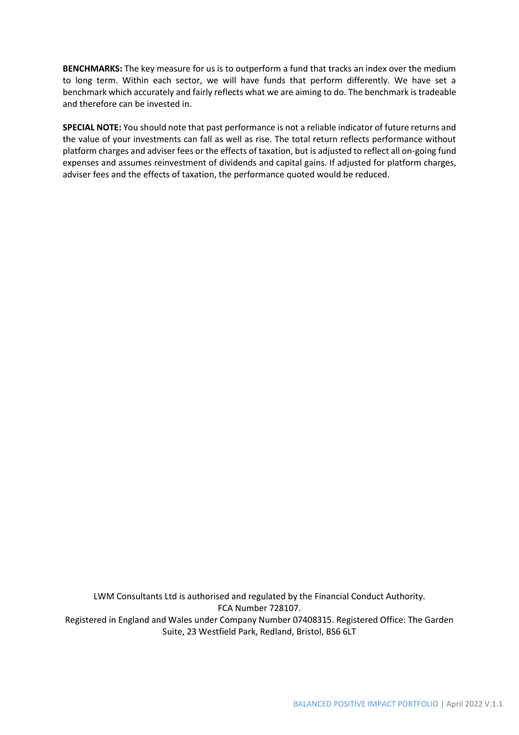**BENCHMARKS:** The key measure for us is to outperform a fund that tracks an index over the medium to long term. Within each sector, we will have funds that perform differently. We have set a benchmark which accurately and fairly reflects what we are aiming to do. The benchmark is tradeable and therefore can be invested in.

**SPECIAL NOTE:** You should note that past performance is not a reliable indicator of future returns and the value of your investments can fall as well as rise. The total return reflects performance without platform charges and adviser fees or the effects of taxation, but is adjusted to reflect all on-going fund expenses and assumes reinvestment of dividends and capital gains. If adjusted for platform charges, adviser fees and the effects of taxation, the performance quoted would be reduced.

LWM Consultants Ltd is authorised and regulated by the Financial Conduct Authority.
FCA Number 728107.
Registered in England and Wales under Company Number 07408315. Registered Office: The Garden Suite, 23 Westfield Park, Redland, Bristol, BS6 6LT